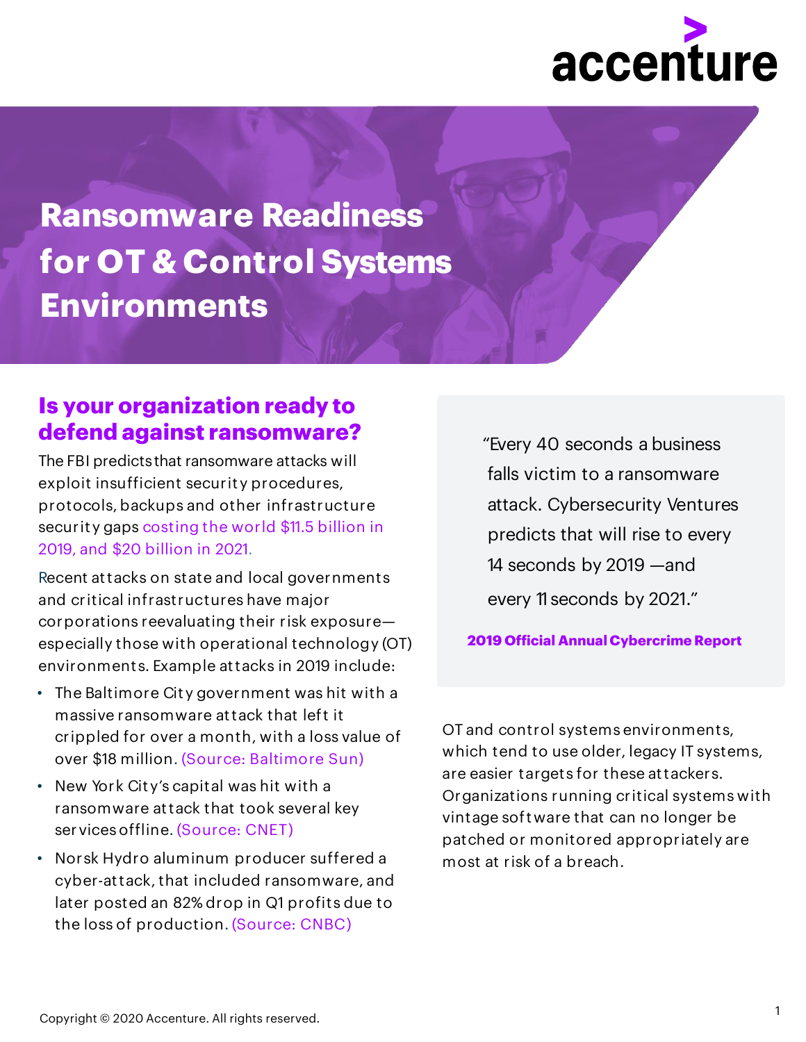# Ransomware Readiness for OT & Control Systems Environments

## Is your organization ready to defend against ransomware?

The FBI predicts that ransomware attacks will exploit insufficient security procedures, protocols, backups and other infrastructure security gaps costing the world $11.5 billion in 2019, and $20 billion in 2021.

Recent attacks on state and local governments and critical infrastructures have major corporations reevaluating their risk exposure—especially those with operational technology (OT) environments. Example attacks in 2019 include:

- The Baltimore City government was hit with a massive ransomware attack that left it crippled for over a month, with a loss value of over $18 million. (Source: Baltimore Sun)
- New York City's capital was hit with a ransomware attack that took several key services offline. (Source: CNET)
- Norsk Hydro aluminum producer suffered a cyber-attack, that included ransomware, and later posted an 82% drop in Q1 profits due to the loss of production. (Source: CNBC)

> "Every 40 seconds a business falls victim to a ransomware attack. Cybersecurity Ventures predicts that will rise to every 14 seconds by 2019 —and every 11 seconds by 2021."
>
> **2019 Official Annual Cybercrime Report**

OT and control systems environments, which tend to use older, legacy IT systems, are easier targets for these attackers. Organizations running critical systems with vintage software that can no longer be patched or monitored appropriately are most at risk of a breach.

Copyright © 2020 Accenture. All rights reserved.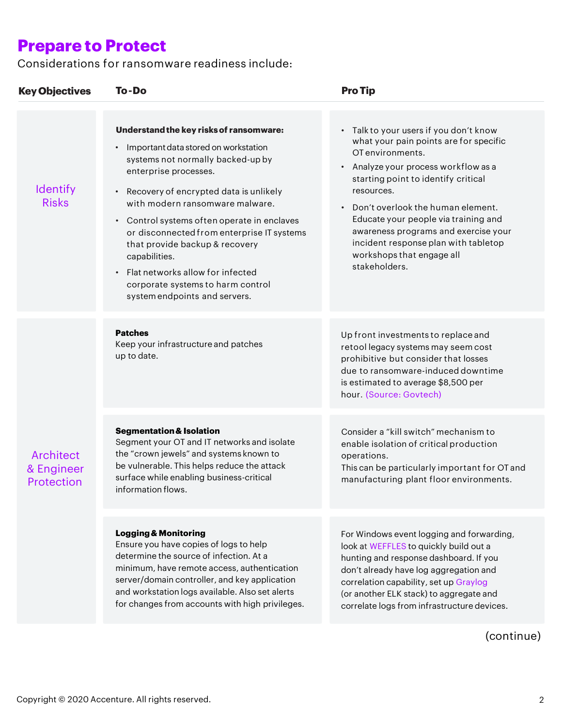# Prepare to Protect

Considerations for ransomware readiness include:

| Key Objectives | To-Do | Pro Tip |
|---|---|---|
| Identify Risks | **Understand the key risks of ransomware:**<br>• Important data stored on workstation systems not normally backed-up by enterprise processes.<br>• Recovery of encrypted data is unlikely with modern ransomware malware.<br>• Control systems often operate in enclaves or disconnected from enterprise IT systems that provide backup & recovery capabilities.<br>• Flat networks allow for infected corporate systems to harm control system endpoints and servers. | • Talk to your users if you don't know what your pain points are for specific OT environments.<br>• Analyze your process workflow as a starting point to identify critical resources.<br>• Don't overlook the human element. Educate your people via training and awareness programs and exercise your incident response plan with tabletop workshops that engage all stakeholders. |
| Architect & Engineer Protection | **Patches**<br>Keep your infrastructure and patches up to date. | Up front investments to replace and retool legacy systems may seem cost prohibitive but consider that losses due to ransomware-induced downtime is estimated to average $8,500 per hour. (Source: Govtech) |
| | **Segmentation & Isolation**<br>Segment your OT and IT networks and isolate the "crown jewels" and systems known to be vulnerable. This helps reduce the attack surface while enabling business-critical information flows. | Consider a "kill switch" mechanism to enable isolation of critical production operations.<br>This can be particularly important for OT and manufacturing plant floor environments. |
| | **Logging & Monitoring**<br>Ensure you have copies of logs to help determine the source of infection. At a minimum, have remote access, authentication server/domain controller, and key application and workstation logs available. Also set alerts for changes from accounts with high privileges. | For Windows event logging and forwarding, look at WEFFLES to quickly build out a hunting and response dashboard. If you don't already have log aggregation and correlation capability, set up Graylog (or another ELK stack) to aggregate and correlate logs from infrastructure devices. |

(continue)

Copyright © 2020 Accenture. All rights reserved.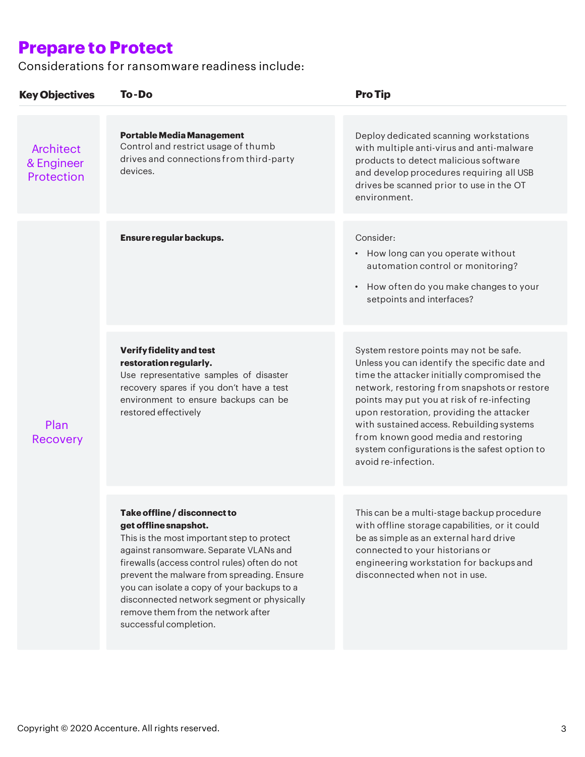# Prepare to Protect

Considerations for ransomware readiness include:

| Key Objectives | To-Do | Pro Tip |
|---|---|---|
| Architect & Engineer Protection | **Portable Media Management** Control and restrict usage of thumb drives and connections from third-party devices. | Deploy dedicated scanning workstations with multiple anti-virus and anti-malware products to detect malicious software and develop procedures requiring all USB drives be scanned prior to use in the OT environment. |
| Plan Recovery | **Ensure regular backups.** | Consider:<br>• How long can you operate without automation control or monitoring?<br>• How often do you make changes to your setpoints and interfaces? |
| | **Verify fidelity and test restoration regularly.** Use representative samples of disaster recovery spares if you don't have a test environment to ensure backups can be restored effectively | System restore points may not be safe. Unless you can identify the specific date and time the attacker initially compromised the network, restoring from snapshots or restore points may put you at risk of re-infecting upon restoration, providing the attacker with sustained access. Rebuilding systems from known good media and restoring system configurations is the safest option to avoid re-infection. |
| | **Take offline / disconnect to get offline snapshot.** This is the most important step to protect against ransomware. Separate VLANs and firewalls (access control rules) often do not prevent the malware from spreading. Ensure you can isolate a copy of your backups to a disconnected network segment or physically remove them from the network after successful completion. | This can be a multi-stage backup procedure with offline storage capabilities, or it could be as simple as an external hard drive connected to your historians or engineering workstation for backups and disconnected when not in use. |

Copyright © 2020 Accenture. All rights reserved.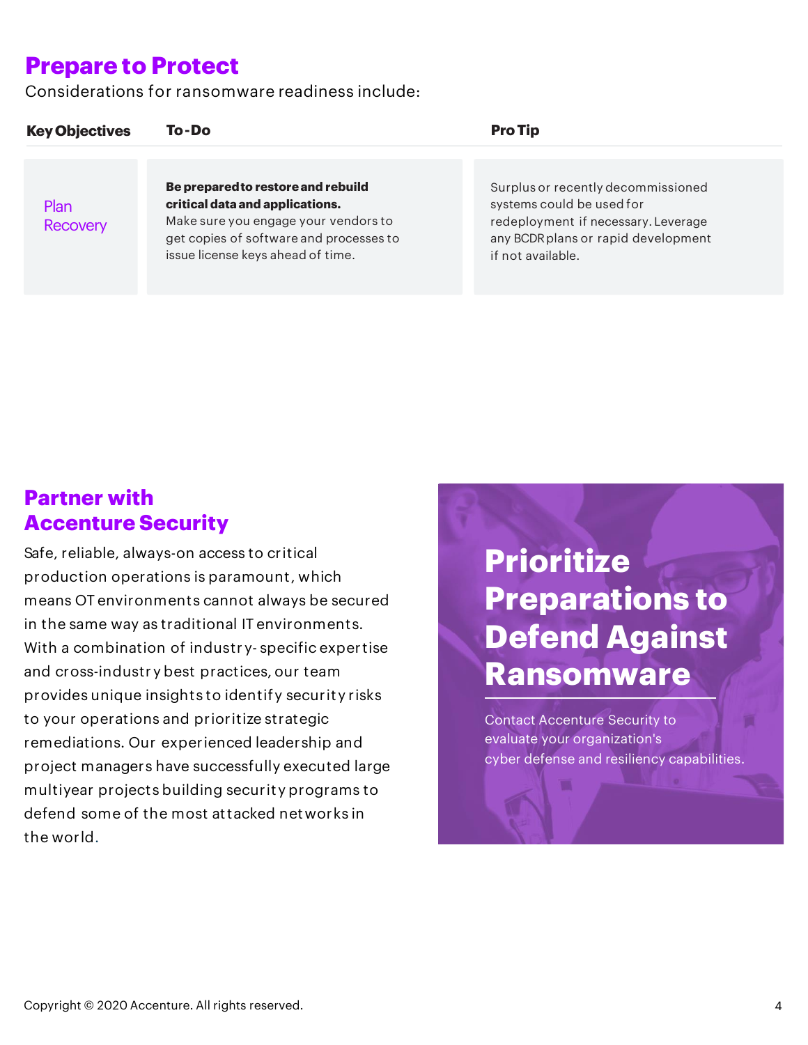## Prepare to Protect

Considerations for ransomware readiness include:

| Key Objectives | To-Do | Pro Tip |
| --- | --- | --- |
| Plan Recovery | **Be prepared to restore and rebuild critical data and applications.** Make sure you engage your vendors to get copies of software and processes to issue license keys ahead of time. | Surplus or recently decommissioned systems could be used for redeployment if necessary. Leverage any BCDR plans or rapid development if not available. |

## Partner with Accenture Security

Safe, reliable, always-on access to critical production operations is paramount, which means OT environments cannot always be secured in the same way as traditional IT environments. With a combination of industry-specific expertise and cross-industry best practices, our team provides unique insights to identify security risks to your operations and prioritize strategic remediations. Our experienced leadership and project managers have successfully executed large multiyear projects building security programs to defend some of the most attacked networks in the world.

## Prioritize Preparations to Defend Against Ransomware

Contact Accenture Security to evaluate your organization's cyber defense and resiliency capabilities.

Copyright © 2020 Accenture. All rights reserved.